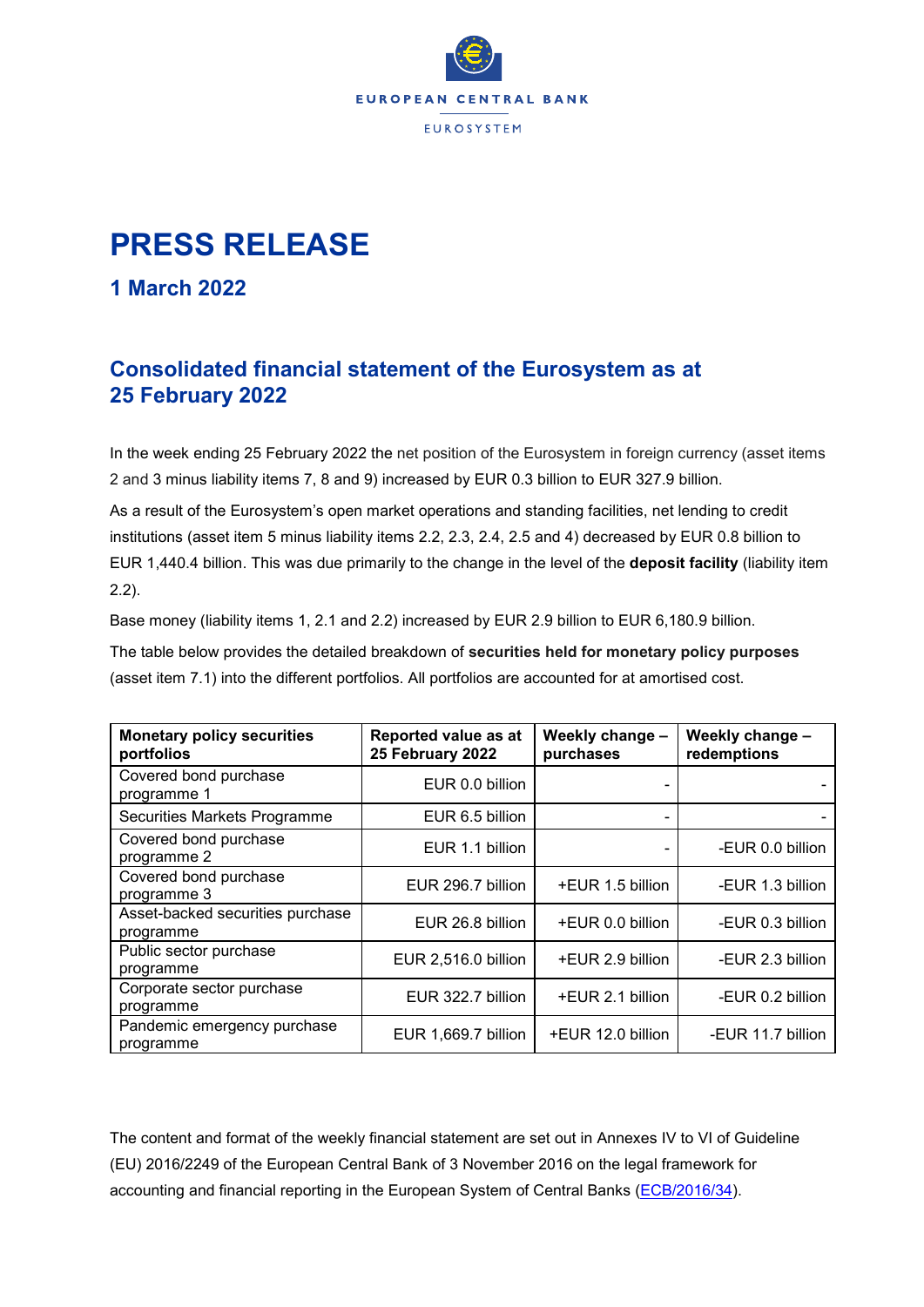EUROPEAN CENTRAL BANK

EUROSYSTEM

# PRESS RELEASE

## 1 March 2022

## Consolidated financial statement of the Eurosystem as at 25 February 2022

In the week ending 25 February 2022 the net position of the Eurosystem in foreign currency (asset items 2 and 3 minus liability items 7, 8 and 9) increased by EUR 0.3 billion to EUR 327.9 billion.

As a result of the Eurosystem's open market operations and standing facilities, net lending to credit institutions (asset item 5 minus liability items 2.2, 2.3, 2.4, 2.5 and 4) decreased by EUR 0.8 billion to EUR 1,440.4 billion. This was due primarily to the change in the level of the **deposit facility** (liability item 2.2).

Base money (liability items 1, 2.1 and 2.2) increased by EUR 2.9 billion to EUR 6,180.9 billion.

The table below provides the detailed breakdown of **securities held for monetary policy purposes** (asset item 7.1) into the different portfolios. All portfolios are accounted for at amortised cost.

| Monetary policy securities portfolios | Reported value as at 25 February 2022 | Weekly change – purchases | Weekly change – redemptions |
|---|---|---|---|
| Covered bond purchase programme 1 | EUR 0.0 billion | - | - |
| Securities Markets Programme | EUR 6.5 billion | - | - |
| Covered bond purchase programme 2 | EUR 1.1 billion | - | -EUR 0.0 billion |
| Covered bond purchase programme 3 | EUR 296.7 billion | +EUR 1.5 billion | -EUR 1.3 billion |
| Asset-backed securities purchase programme | EUR 26.8 billion | +EUR 0.0 billion | -EUR 0.3 billion |
| Public sector purchase programme | EUR 2,516.0 billion | +EUR 2.9 billion | -EUR 2.3 billion |
| Corporate sector purchase programme | EUR 322.7 billion | +EUR 2.1 billion | -EUR 0.2 billion |
| Pandemic emergency purchase programme | EUR 1,669.7 billion | +EUR 12.0 billion | -EUR 11.7 billion |

The content and format of the weekly financial statement are set out in Annexes IV to VI of Guideline (EU) 2016/2249 of the European Central Bank of 3 November 2016 on the legal framework for accounting and financial reporting in the European System of Central Banks (ECB/2016/34).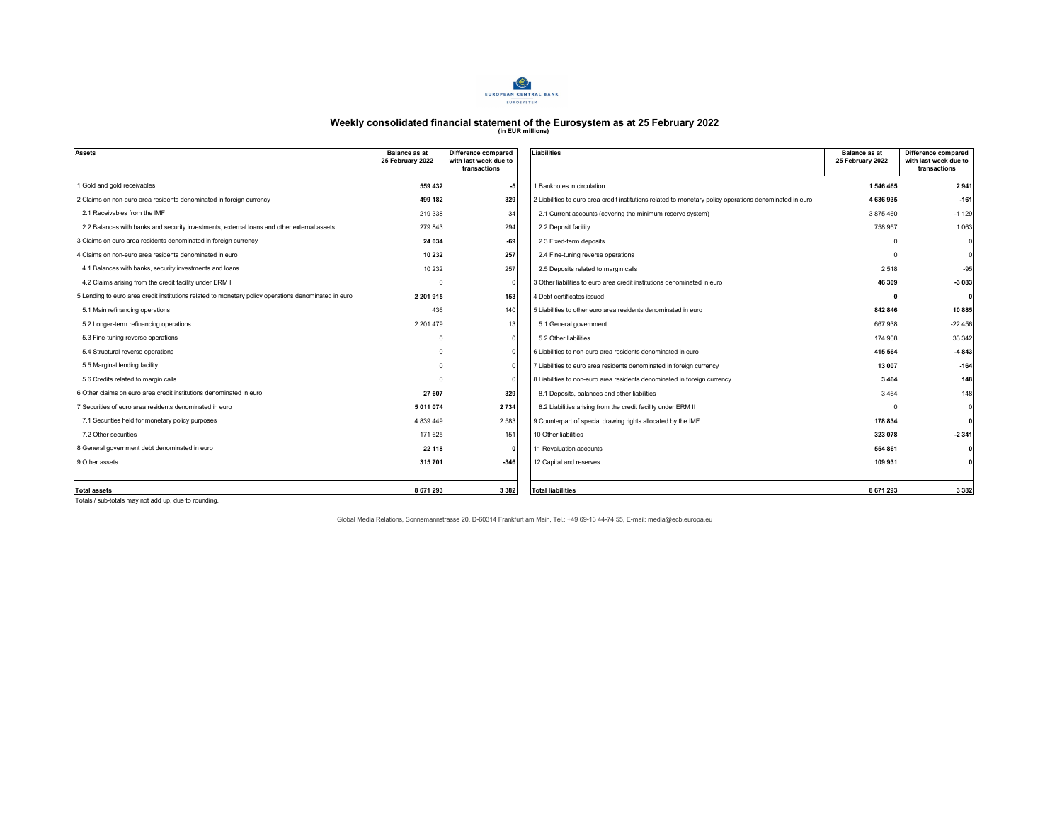EUROPEAN CENTRAL BANK

EUROSYSTEM

# Weekly consolidated financial statement of the Eurosystem as at 25 February 2022

**(in EUR millions)**

| Assets | Balance as at 25 February 2022 | Difference compared with last week due to transactions |
|---|---|---|
| 1 Gold and gold receivables | **559 432** | **-5** |
| 2 Claims on non-euro area residents denominated in foreign currency | **499 182** | **329** |
| 2.1 Receivables from the IMF | 219 338 | 34 |
| 2.2 Balances with banks and security investments, external loans and other external assets | 279 843 | 294 |
| 3 Claims on euro area residents denominated in foreign currency | **24 034** | **-69** |
| 4 Claims on non-euro area residents denominated in euro | **10 232** | **257** |
| 4.1 Balances with banks, security investments and loans | 10 232 | 257 |
| 4.2 Claims arising from the credit facility under ERM II | 0 | 0 |
| 5 Lending to euro area credit institutions related to monetary policy operations denominated in euro | **2 201 915** | **153** |
| 5.1 Main refinancing operations | 436 | 140 |
| 5.2 Longer-term refinancing operations | 2 201 479 | 13 |
| 5.3 Fine-tuning reverse operations | 0 | 0 |
| 5.4 Structural reverse operations | 0 | 0 |
| 5.5 Marginal lending facility | 0 | 0 |
| 5.6 Credits related to margin calls | 0 | 0 |
| 6 Other claims on euro area credit institutions denominated in euro | **27 607** | **329** |
| 7 Securities of euro area residents denominated in euro | **5 011 074** | **2 734** |
| 7.1 Securities held for monetary policy purposes | 4 839 449 | 2 583 |
| 7.2 Other securities | 171 625 | 151 |
| 8 General government debt denominated in euro | **22 118** | **0** |
| 9 Other assets | **315 701** | **-346** |
| **Total assets** | **8 671 293** | **3 382** |

| Liabilities | Balance as at 25 February 2022 | Difference compared with last week due to transactions |
|---|---|---|
| 1 Banknotes in circulation | **1 546 465** | **2 941** |
| 2 Liabilities to euro area credit institutions related to monetary policy operations denominated in euro | **4 636 935** | **-161** |
| 2.1 Current accounts (covering the minimum reserve system) | 3 875 460 | -1 129 |
| 2.2 Deposit facility | 758 957 | 1 063 |
| 2.3 Fixed-term deposits | 0 | 0 |
| 2.4 Fine-tuning reverse operations | 0 | 0 |
| 2.5 Deposits related to margin calls | 2 518 | -95 |
| 3 Other liabilities to euro area credit institutions denominated in euro | **46 309** | **-3 083** |
| 4 Debt certificates issued | **0** | **0** |
| 5 Liabilities to other euro area residents denominated in euro | **842 846** | **10 885** |
| 5.1 General government | 667 938 | -22 456 |
| 5.2 Other liabilities | 174 908 | 33 342 |
| 6 Liabilities to non-euro area residents denominated in euro | **415 564** | **-4 843** |
| 7 Liabilities to euro area residents denominated in foreign currency | **13 007** | **-164** |
| 8 Liabilities to non-euro area residents denominated in foreign currency | **3 464** | **148** |
| 8.1 Deposits, balances and other liabilities | 3 464 | 148 |
| 8.2 Liabilities arising from the credit facility under ERM II | 0 | 0 |
| 9 Counterpart of special drawing rights allocated by the IMF | **178 834** | **0** |
| 10 Other liabilities | **323 078** | **-2 341** |
| 11 Revaluation accounts | **554 861** | **0** |
| 12 Capital and reserves | **109 931** | **0** |
| **Total liabilities** | **8 671 293** | **3 382** |

Totals / sub-totals may not add up, due to rounding.

Global Media Relations, Sonnemannstrasse 20, D-60314 Frankfurt am Main, Tel.: +49 69-13 44-74 55, E-mail: media@ecb.europa.eu